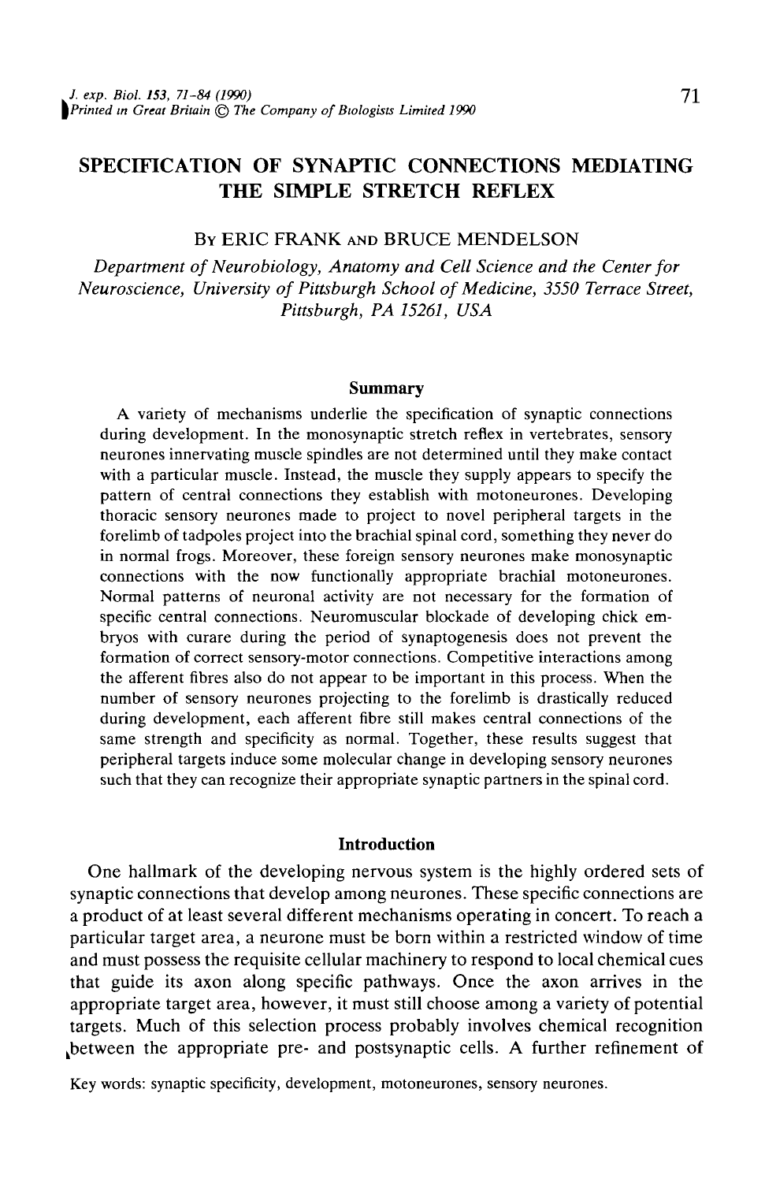# SPECIFICATION OF SYNAPTIC CONNECTIONS MEDIATING THE SIMPLE STRETCH REFLEX

By ERIC FRANK AND BRUCE MENDELSON

*Department of Neurobiology, Anatomy and Cell Science and the Center for Neuroscience, University of Pittsburgh School of Medicine, 3550 Terrace Street, Pittsburgh, PA 15261, USA*

## Summary

A variety of mechanisms underlie the specification of synaptic connections during development. In the monosynaptic stretch reflex in vertebrates, sensory neurones innervating muscle spindles are not determined until they make contact with a particular muscle. Instead, the muscle they supply appears to specify the pattern of central connections they establish with motoneurones. Developing thoracic sensory neurones made to project to novel peripheral targets in the forelimb of tadpoles project into the brachial spinal cord, something they never do in normal frogs. Moreover, these foreign sensory neurones make monosynaptic connections with the now functionally appropriate brachial motoneurones. Normal patterns of neuronal activity are not necessary for the formation of specific central connections. Neuromuscular blockade of developing chick embryos with curare during the period of synaptogenesis does not prevent the formation of correct sensory-motor connections. Competitive interactions among the afferent fibres also do not appear to be important in this process. When the number of sensory neurones projecting to the forelimb is drastically reduced during development, each afferent fibre still makes central connections of the same strength and specificity as normal. Together, these results suggest that peripheral targets induce some molecular change in developing sensory neurones such that they can recognize their appropriate synaptic partners in the spinal cord.

## Introduction

One hallmark of the developing nervous system is the highly ordered sets of synaptic connections that develop among neurones. These specific connections are a product of at least several different mechanisms operating in concert. To reach a particular target area, a neurone must be born within a restricted window of time and must possess the requisite cellular machinery to respond to local chemical cues that guide its axon along specific pathways. Once the axon arrives in the appropriate target area, however, it must still choose among a variety of potential targets. Much of this selection process probably involves chemical recognition between the appropriate pre- and postsynaptic cells. A further refinement of

Key words: synaptic specificity, development, motoneurones, sensory neurones.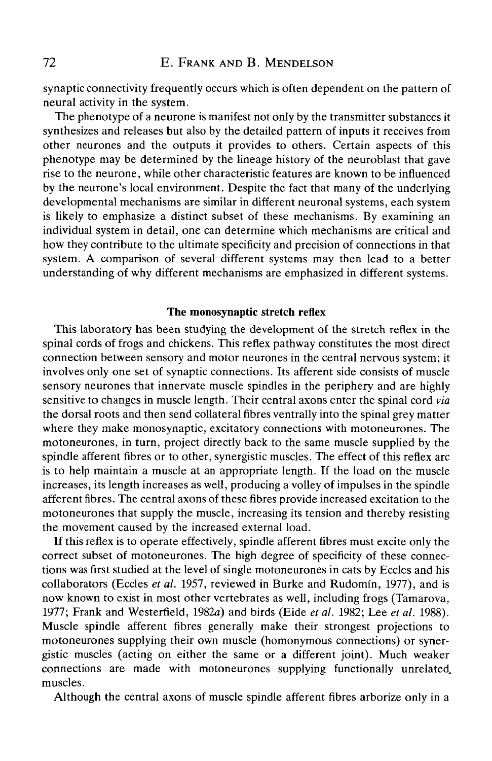synaptic connectivity frequently occurs which is often dependent on the pattern of neural activity in the system.

The phenotype of a neurone is manifest not only by the transmitter substances it synthesizes and releases but also by the detailed pattern of inputs it receives from other neurones and the outputs it provides to others. Certain aspects of this phenotype may be determined by the lineage history of the neuroblast that gave rise to the neurone, while other characteristic features are known to be influenced by the neurone's local environment. Despite the fact that many of the underlying developmental mechanisms are similar in different neuronal systems, each system is likely to emphasize a distinct subset of these mechanisms. By examining an individual system in detail, one can determine which mechanisms are critical and how they contribute to the ultimate specificity and precision of connections in that system. A comparison of several different systems may then lead to a better understanding of why different mechanisms are emphasized in different systems.

## The monosynaptic stretch reflex

This laboratory has been studying the development of the stretch reflex in the spinal cords of frogs and chickens. This reflex pathway constitutes the most direct connection between sensory and motor neurones in the central nervous system; it involves only one set of synaptic connections. Its afferent side consists of muscle sensory neurones that innervate muscle spindles in the periphery and are highly sensitive to changes in muscle length. Their central axons enter the spinal cord *via* the dorsal roots and then send collateral fibres ventrally into the spinal grey matter where they make monosynaptic, excitatory connections with motoneurones. The motoneurones, in turn, project directly back to the same muscle supplied by the spindle afferent fibres or to other, synergistic muscles. The effect of this reflex arc is to help maintain a muscle at an appropriate length. If the load on the muscle increases, its length increases as well, producing a volley of impulses in the spindle afferent fibres. The central axons of these fibres provide increased excitation to the motoneurones that supply the muscle, increasing its tension and thereby resisting the movement caused by the increased external load.

If this reflex is to operate effectively, spindle afferent fibres must excite only the correct subset of motoneurones. The high degree of specificity of these connections was first studied at the level of single motoneurones in cats by Eccles and his collaborators (Eccles *et al.* 1957, reviewed in Burke and Rudomín, 1977), and is now known to exist in most other vertebrates as well, including frogs (Tamarova, 1977; Frank and Westerfield, 1982*a*) and birds (Eide *et al.* 1982; Lee *et al.* 1988). Muscle spindle afferent fibres generally make their strongest projections to motoneurones supplying their own muscle (homonymous connections) or synergistic muscles (acting on either the same or a different joint). Much weaker connections are made with motoneurones supplying functionally unrelated muscles.

Although the central axons of muscle spindle afferent fibres arborize only in a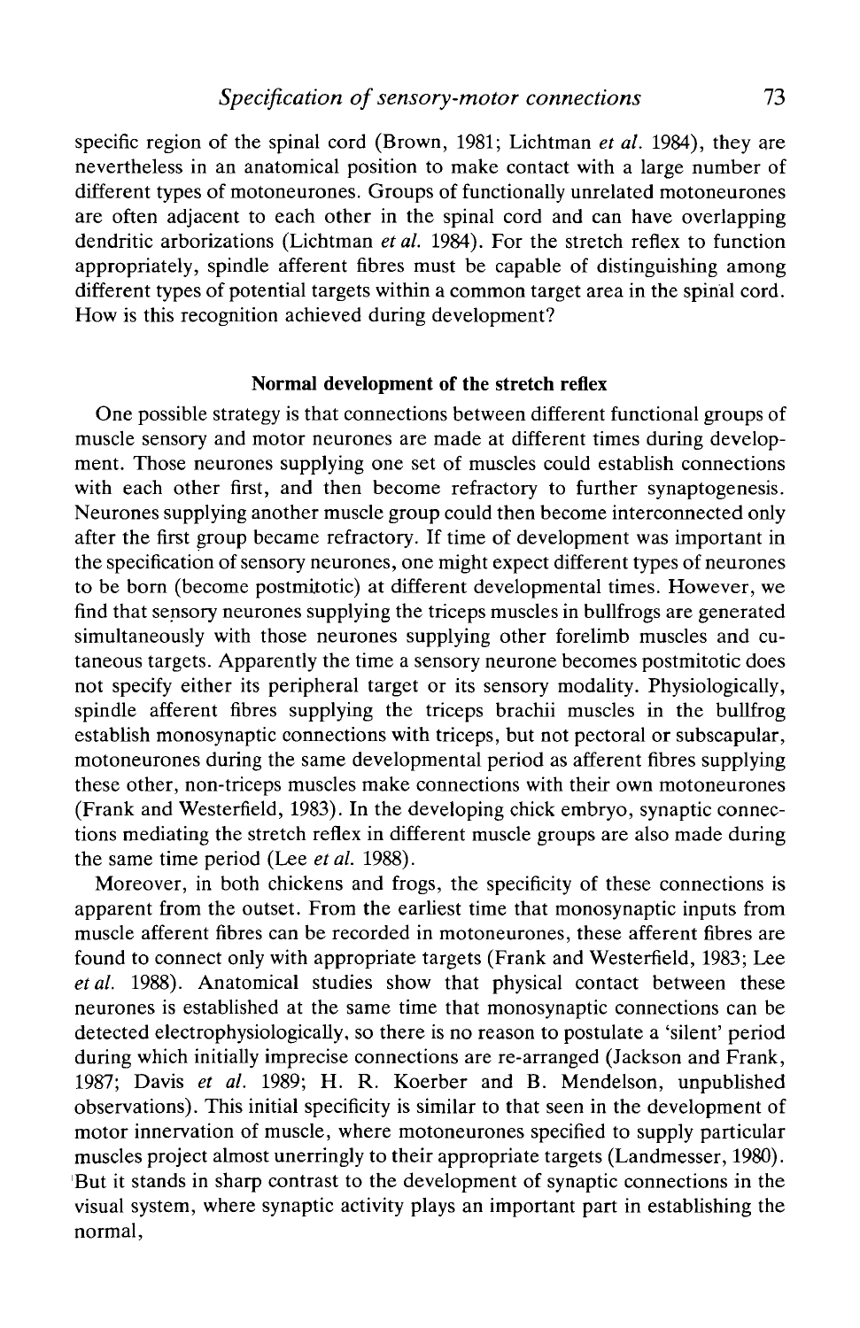specific region of the spinal cord (Brown, 1981; Lichtman *et al.* 1984), they are nevertheless in an anatomical position to make contact with a large number of different types of motoneurones. Groups of functionally unrelated motoneurones are often adjacent to each other in the spinal cord and can have overlapping dendritic arborizations (Lichtman *et al.* 1984). For the stretch reflex to function appropriately, spindle afferent fibres must be capable of distinguishing among different types of potential targets within a common target area in the spinal cord. How is this recognition achieved during development?

### Normal development of the stretch reflex

One possible strategy is that connections between different functional groups of muscle sensory and motor neurones are made at different times during development. Those neurones supplying one set of muscles could establish connections with each other first, and then become refractory to further synaptogenesis. Neurones supplying another muscle group could then become interconnected only after the first group became refractory. If time of development was important in the specification of sensory neurones, one might expect different types of neurones to be born (become postmitotic) at different developmental times. However, we find that sensory neurones supplying the triceps muscles in bullfrogs are generated simultaneously with those neurones supplying other forelimb muscles and cutaneous targets. Apparently the time a sensory neurone becomes postmitotic does not specify either its peripheral target or its sensory modality. Physiologically, spindle afferent fibres supplying the triceps brachii muscles in the bullfrog establish monosynaptic connections with triceps, but not pectoral or subscapular, motoneurones during the same developmental period as afferent fibres supplying these other, non-triceps muscles make connections with their own motoneurones (Frank and Westerfield, 1983). In the developing chick embryo, synaptic connections mediating the stretch reflex in different muscle groups are also made during the same time period (Lee *et al.* 1988).

Moreover, in both chickens and frogs, the specificity of these connections is apparent from the outset. From the earliest time that monosynaptic inputs from muscle afferent fibres can be recorded in motoneurones, these afferent fibres are found to connect only with appropriate targets (Frank and Westerfield, 1983; Lee *et al.* 1988). Anatomical studies show that physical contact between these neurones is established at the same time that monosynaptic connections can be detected electrophysiologically, so there is no reason to postulate a 'silent' period during which initially imprecise connections are re-arranged (Jackson and Frank, 1987; Davis *et al.* 1989; H. R. Koerber and B. Mendelson, unpublished observations). This initial specificity is similar to that seen in the development of motor innervation of muscle, where motoneurones specified to supply particular muscles project almost unerringly to their appropriate targets (Landmesser, 1980). But it stands in sharp contrast to the development of synaptic connections in the visual system, where synaptic activity plays an important part in establishing the normal,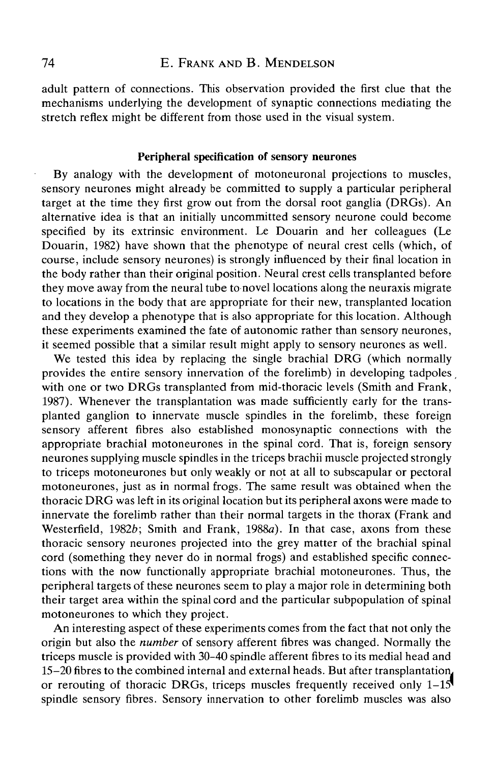adult pattern of connections. This observation provided the first clue that the mechanisms underlying the development of synaptic connections mediating the stretch reflex might be different from those used in the visual system.

## Peripheral specification of sensory neurones

By analogy with the development of motoneuronal projections to muscles, sensory neurones might already be committed to supply a particular peripheral target at the time they first grow out from the dorsal root ganglia (DRGs). An alternative idea is that an initially uncommitted sensory neurone could become specified by its extrinsic environment. Le Douarin and her colleagues (Le Douarin, 1982) have shown that the phenotype of neural crest cells (which, of course, include sensory neurones) is strongly influenced by their final location in the body rather than their original position. Neural crest cells transplanted before they move away from the neural tube to novel locations along the neuraxis migrate to locations in the body that are appropriate for their new, transplanted location and they develop a phenotype that is also appropriate for this location. Although these experiments examined the fate of autonomic rather than sensory neurones, it seemed possible that a similar result might apply to sensory neurones as well.

We tested this idea by replacing the single brachial DRG (which normally provides the entire sensory innervation of the forelimb) in developing tadpoles with one or two DRGs transplanted from mid-thoracic levels (Smith and Frank, 1987). Whenever the transplantation was made sufficiently early for the transplanted ganglion to innervate muscle spindles in the forelimb, these foreign sensory afferent fibres also established monosynaptic connections with the appropriate brachial motoneurones in the spinal cord. That is, foreign sensory neurones supplying muscle spindles in the triceps brachii muscle projected strongly to triceps motoneurones but only weakly or not at all to subscapular or pectoral motoneurones, just as in normal frogs. The same result was obtained when the thoracic DRG was left in its original location but its peripheral axons were made to innervate the forelimb rather than their normal targets in the thorax (Frank and Westerfield, 1982*b*; Smith and Frank, 1988*a*). In that case, axons from these thoracic sensory neurones projected into the grey matter of the brachial spinal cord (something they never do in normal frogs) and established specific connections with the now functionally appropriate brachial motoneurones. Thus, the peripheral targets of these neurones seem to play a major role in determining both their target area within the spinal cord and the particular subpopulation of spinal motoneurones to which they project.

An interesting aspect of these experiments comes from the fact that not only the origin but also the *number* of sensory afferent fibres was changed. Normally the triceps muscle is provided with 30–40 spindle afferent fibres to its medial head and 15–20 fibres to the combined internal and external heads. But after transplantation or rerouting of thoracic DRGs, triceps muscles frequently received only 1–15 spindle sensory fibres. Sensory innervation to other forelimb muscles was also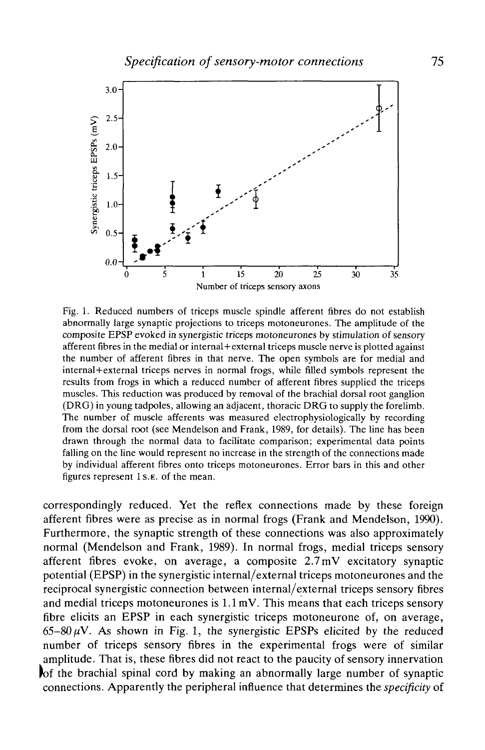Fig. 1. Reduced numbers of triceps muscle spindle afferent fibres do not establish abnormally large synaptic projections to triceps motoneurones. The amplitude of the composite EPSP evoked in synergistic triceps motoneurones by stimulation of sensory afferent fibres in the medial or internal+external triceps muscle nerve is plotted against the number of afferent fibres in that nerve. The open symbols are for medial and internal+external triceps nerves in normal frogs, while filled symbols represent the results from frogs in which a reduced number of afferent fibres supplied the triceps muscles. This reduction was produced by removal of the brachial dorsal root ganglion (DRG) in young tadpoles, allowing an adjacent, thoracic DRG to supply the forelimb. The number of muscle afferents was measured electrophysiologically by recording from the dorsal root (see Mendelson and Frank, 1989, for details). The line has been drawn through the normal data to facilitate comparison; experimental data points falling on the line would represent no increase in the strength of the connections made by individual afferent fibres onto triceps motoneurones. Error bars in this and other figures represent 1 S.E. of the mean.

correspondingly reduced. Yet the reflex connections made by these foreign afferent fibres were as precise as in normal frogs (Frank and Mendelson, 1990). Furthermore, the synaptic strength of these connections was also approximately normal (Mendelson and Frank, 1989). In normal frogs, medial triceps sensory afferent fibres evoke, on average, a composite 2.7 mV excitatory synaptic potential (EPSP) in the synergistic internal/external triceps motoneurones and the reciprocal synergistic connection between internal/external triceps sensory fibres and medial triceps motoneurones is 1.1 mV. This means that each triceps sensory fibre elicits an EPSP in each synergistic triceps motoneurone of, on average, 65–80 $\mu$V. As shown in Fig. 1, the synergistic EPSPs elicited by the reduced number of triceps sensory fibres in the experimental frogs were of similar amplitude. That is, these fibres did not react to the paucity of sensory innervation of the brachial spinal cord by making an abnormally large number of synaptic connections. Apparently the peripheral influence that determines the *specificity* of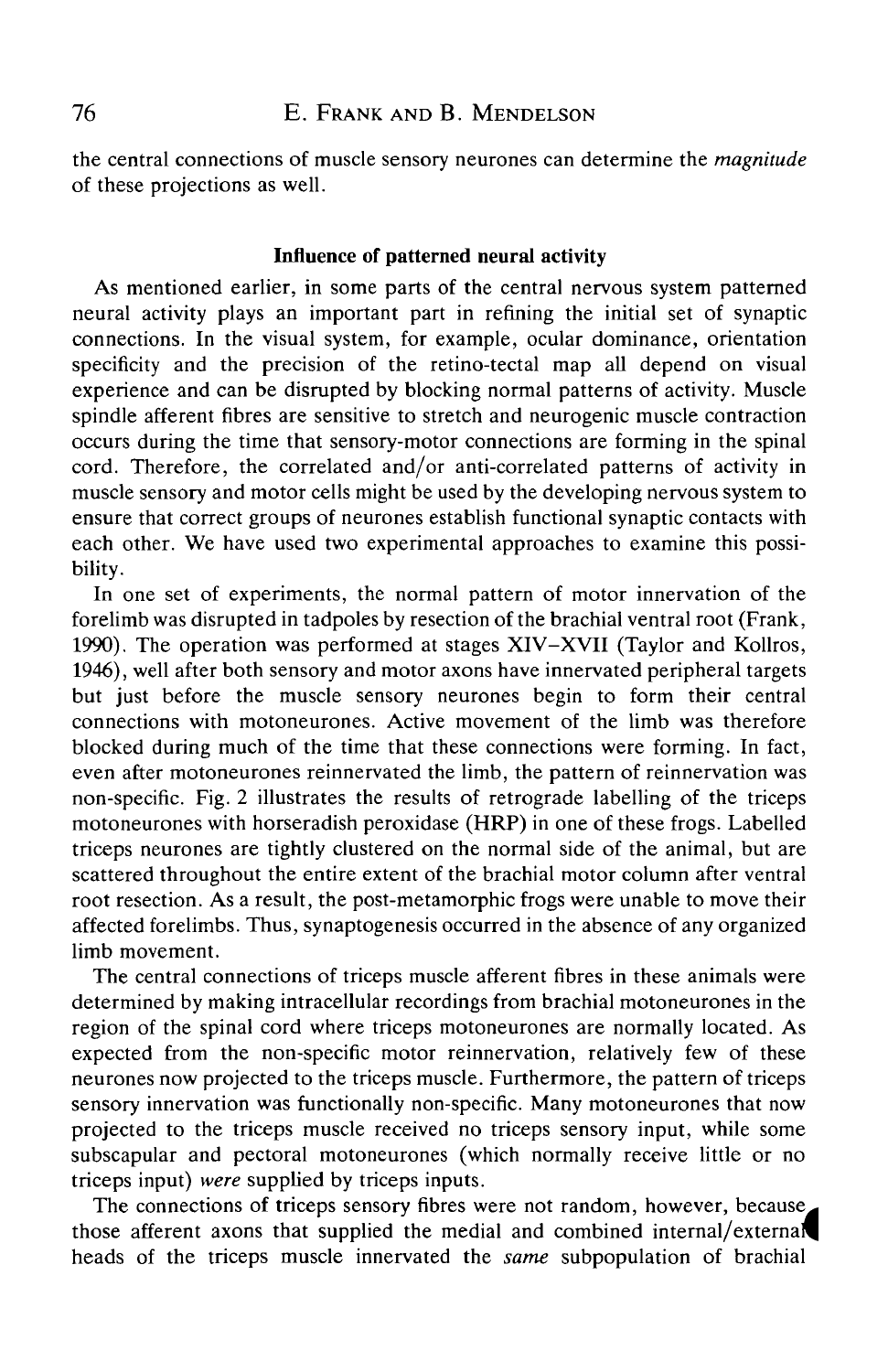the central connections of muscle sensory neurones can determine the *magnitude* of these projections as well.

### Influence of patterned neural activity

As mentioned earlier, in some parts of the central nervous system patterned neural activity plays an important part in refining the initial set of synaptic connections. In the visual system, for example, ocular dominance, orientation specificity and the precision of the retino-tectal map all depend on visual experience and can be disrupted by blocking normal patterns of activity. Muscle spindle afferent fibres are sensitive to stretch and neurogenic muscle contraction occurs during the time that sensory-motor connections are forming in the spinal cord. Therefore, the correlated and/or anti-correlated patterns of activity in muscle sensory and motor cells might be used by the developing nervous system to ensure that correct groups of neurones establish functional synaptic contacts with each other. We have used two experimental approaches to examine this possibility.

In one set of experiments, the normal pattern of motor innervation of the forelimb was disrupted in tadpoles by resection of the brachial ventral root (Frank, 1990). The operation was performed at stages XIV–XVII (Taylor and Kollros, 1946), well after both sensory and motor axons have innervated peripheral targets but just before the muscle sensory neurones begin to form their central connections with motoneurones. Active movement of the limb was therefore blocked during much of the time that these connections were forming. In fact, even after motoneurones reinnervated the limb, the pattern of reinnervation was non-specific. Fig. 2 illustrates the results of retrograde labelling of the triceps motoneurones with horseradish peroxidase (HRP) in one of these frogs. Labelled triceps neurones are tightly clustered on the normal side of the animal, but are scattered throughout the entire extent of the brachial motor column after ventral root resection. As a result, the post-metamorphic frogs were unable to move their affected forelimbs. Thus, synaptogenesis occurred in the absence of any organized limb movement.

The central connections of triceps muscle afferent fibres in these animals were determined by making intracellular recordings from brachial motoneurones in the region of the spinal cord where triceps motoneurones are normally located. As expected from the non-specific motor reinnervation, relatively few of these neurones now projected to the triceps muscle. Furthermore, the pattern of triceps sensory innervation was functionally non-specific. Many motoneurones that now projected to the triceps muscle received no triceps sensory input, while some subscapular and pectoral motoneurones (which normally receive little or no triceps input) *were* supplied by triceps inputs.

The connections of triceps sensory fibres were not random, however, because those afferent axons that supplied the medial and combined internal/external heads of the triceps muscle innervated the *same* subpopulation of brachial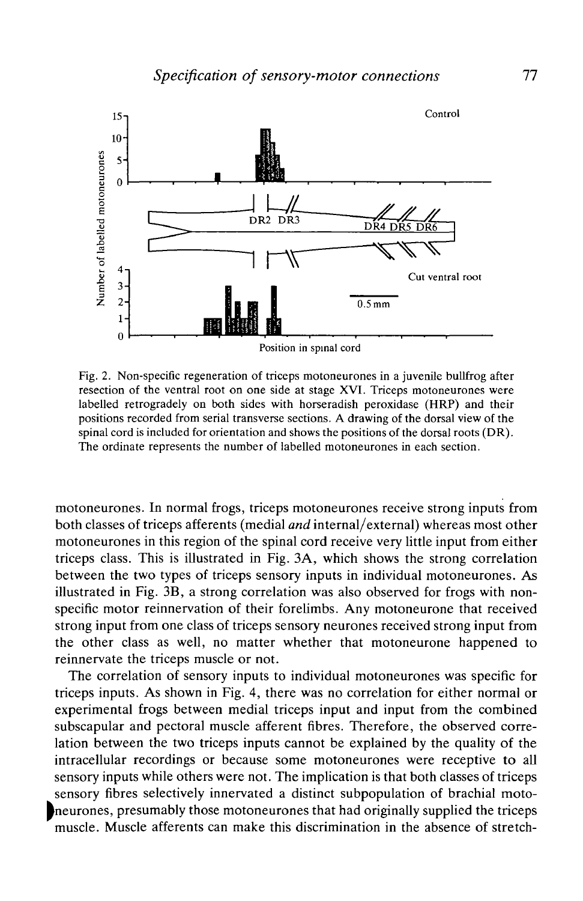Fig. 2. Non-specific regeneration of triceps motoneurones in a juvenile bullfrog after resection of the ventral root on one side at stage XVI. Triceps motoneurones were labelled retrogradely on both sides with horseradish peroxidase (HRP) and their positions recorded from serial transverse sections. A drawing of the dorsal view of the spinal cord is included for orientation and shows the positions of the dorsal roots (DR). The ordinate represents the number of labelled motoneurones in each section.

motoneurones. In normal frogs, triceps motoneurones receive strong inputs from both classes of triceps afferents (medial *and* internal/external) whereas most other motoneurones in this region of the spinal cord receive very little input from either triceps class. This is illustrated in Fig. 3A, which shows the strong correlation between the two types of triceps sensory inputs in individual motoneurones. As illustrated in Fig. 3B, a strong correlation was also observed for frogs with non-specific motor reinnervation of their forelimbs. Any motoneurone that received strong input from one class of triceps sensory neurones received strong input from the other class as well, no matter whether that motoneurone happened to reinnervate the triceps muscle or not.

The correlation of sensory inputs to individual motoneurones was specific for triceps inputs. As shown in Fig. 4, there was no correlation for either normal or experimental frogs between medial triceps input and input from the combined subscapular and pectoral muscle afferent fibres. Therefore, the observed correlation between the two triceps inputs cannot be explained by the quality of the intracellular recordings or because some motoneurones were receptive to all sensory inputs while others were not. The implication is that both classes of triceps sensory fibres selectively innervated a distinct subpopulation of brachial motoneurones, presumably those motoneurones that had originally supplied the triceps muscle. Muscle afferents can make this discrimination in the absence of stretch-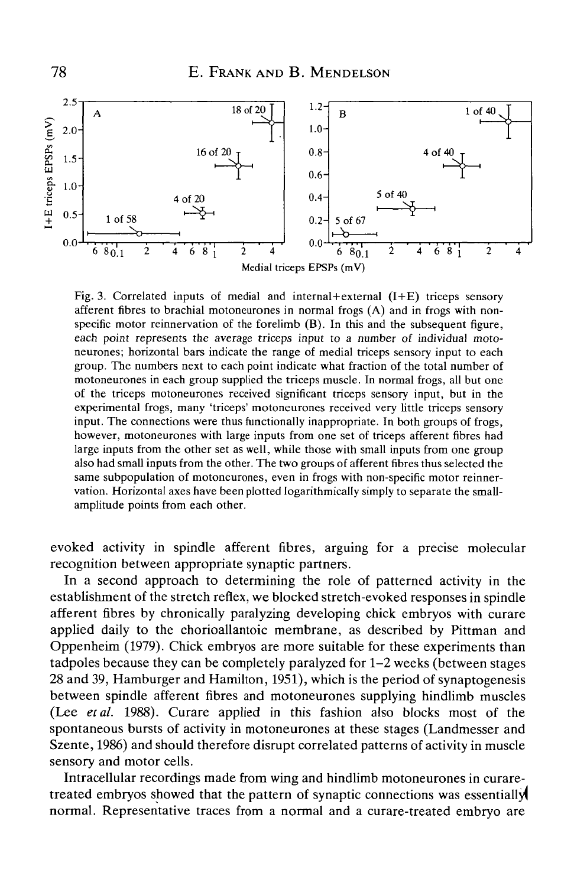Fig. 3. Correlated inputs of medial and internal+external (I+E) triceps sensory afferent fibres to brachial motoneurones in normal frogs (A) and in frogs with non-specific motor reinnervation of the forelimb (B). In this and the subsequent figure, each point represents the average triceps input to a number of individual motoneurones; horizontal bars indicate the range of medial triceps sensory input to each group. The numbers next to each point indicate what fraction of the total number of motoneurones in each group supplied the triceps muscle. In normal frogs, all but one of the triceps motoneurones received significant triceps sensory input, but in the experimental frogs, many 'triceps' motoneurones received very little triceps sensory input. The connections were thus functionally inappropriate. In both groups of frogs, however, motoneurones with large inputs from one set of triceps afferent fibres had large inputs from the other set as well, while those with small inputs from one group also had small inputs from the other. The two groups of afferent fibres thus selected the same subpopulation of motoneurones, even in frogs with non-specific motor reinnervation. Horizontal axes have been plotted logarithmically simply to separate the small-amplitude points from each other.

evoked activity in spindle afferent fibres, arguing for a precise molecular recognition between appropriate synaptic partners.

In a second approach to determining the role of patterned activity in the establishment of the stretch reflex, we blocked stretch-evoked responses in spindle afferent fibres by chronically paralyzing developing chick embryos with curare applied daily to the chorioallantoic membrane, as described by Pittman and Oppenheim (1979). Chick embryos are more suitable for these experiments than tadpoles because they can be completely paralyzed for 1–2 weeks (between stages 28 and 39, Hamburger and Hamilton, 1951), which is the period of synaptogenesis between spindle afferent fibres and motoneurones supplying hindlimb muscles (Lee *et al.* 1988). Curare applied in this fashion also blocks most of the spontaneous bursts of activity in motoneurones at these stages (Landmesser and Szente, 1986) and should therefore disrupt correlated patterns of activity in muscle sensory and motor cells.

Intracellular recordings made from wing and hindlimb motoneurones in curare-treated embryos showed that the pattern of synaptic connections was essentially normal. Representative traces from a normal and a curare-treated embryo are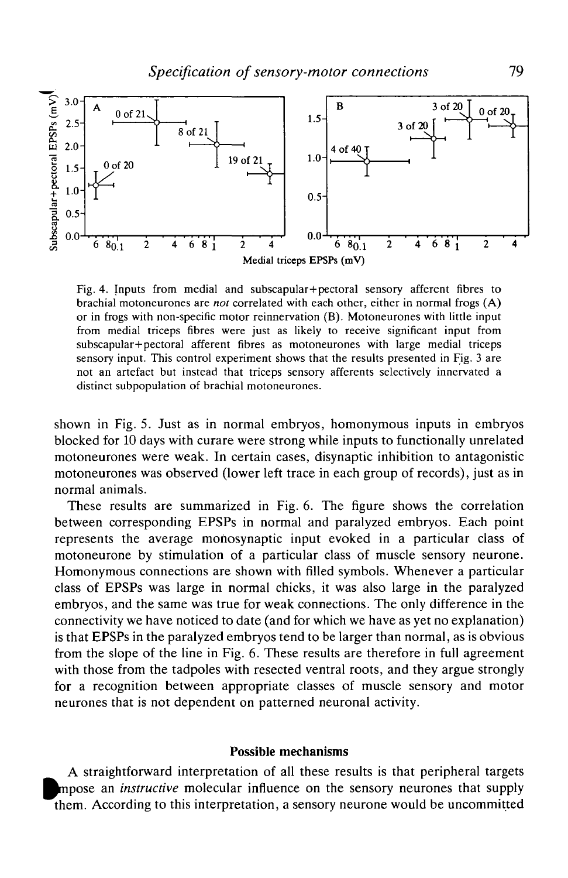Fig. 4. Inputs from medial and subscapular+pectoral sensory afferent fibres to brachial motoneurones are *not* correlated with each other, either in normal frogs (A) or in frogs with non-specific motor reinnervation (B). Motoneurones with little input from medial triceps fibres were just as likely to receive significant input from subscapular+pectoral afferent fibres as motoneurones with large medial triceps sensory input. This control experiment shows that the results presented in Fig. 3 are not an artefact but instead that triceps sensory afferents selectively innervated a distinct subpopulation of brachial motoneurones.

shown in Fig. 5. Just as in normal embryos, homonymous inputs in embryos blocked for 10 days with curare were strong while inputs to functionally unrelated motoneurones were weak. In certain cases, disynaptic inhibition to antagonistic motoneurones was observed (lower left trace in each group of records), just as in normal animals.

These results are summarized in Fig. 6. The figure shows the correlation between corresponding EPSPs in normal and paralyzed embryos. Each point represents the average monosynaptic input evoked in a particular class of motoneurone by stimulation of a particular class of muscle sensory neurone. Homonymous connections are shown with filled symbols. Whenever a particular class of EPSPs was large in normal chicks, it was also large in the paralyzed embryos, and the same was true for weak connections. The only difference in the connectivity we have noticed to date (and for which we have as yet no explanation) is that EPSPs in the paralyzed embryos tend to be larger than normal, as is obvious from the slope of the line in Fig. 6. These results are therefore in full agreement with those from the tadpoles with resected ventral roots, and they argue strongly for a recognition between appropriate classes of muscle sensory and motor neurones that is not dependent on patterned neuronal activity.

## Possible mechanisms

A straightforward interpretation of all these results is that peripheral targets impose an *instructive* molecular influence on the sensory neurones that supply them. According to this interpretation, a sensory neurone would be uncommitted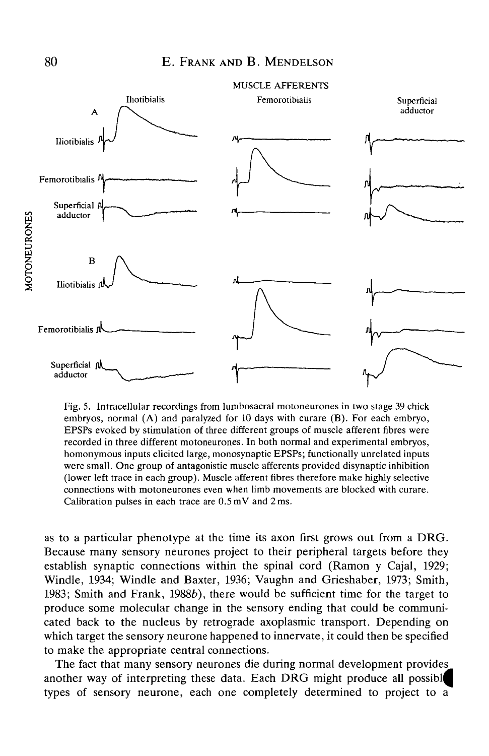Fig. 5. Intracellular recordings from lumbosacral motoneurones in two stage 39 chick embryos, normal (A) and paralyzed for 10 days with curare (B). For each embryo, EPSPs evoked by stimulation of three different groups of muscle afferent fibres were recorded in three different motoneurones. In both normal and experimental embryos, homonymous inputs elicited large, monosynaptic EPSPs; functionally unrelated inputs were small. One group of antagonistic muscle afferents provided disynaptic inhibition (lower left trace in each group). Muscle afferent fibres therefore make highly selective connections with motoneurones even when limb movements are blocked with curare. Calibration pulses in each trace are 0.5 mV and 2 ms.

as to a particular phenotype at the time its axon first grows out from a DRG. Because many sensory neurones project to their peripheral targets before they establish synaptic connections within the spinal cord (Ramon y Cajal, 1929; Windle, 1934; Windle and Baxter, 1936; Vaughn and Grieshaber, 1973; Smith, 1983; Smith and Frank, 1988*b*), there would be sufficient time for the target to produce some molecular change in the sensory ending that could be communicated back to the nucleus by retrograde axoplasmic transport. Depending on which target the sensory neurone happened to innervate, it could then be specified to make the appropriate central connections.

The fact that many sensory neurones die during normal development provides another way of interpreting these data. Each DRG might produce all possible types of sensory neurone, each one completely determined to project to a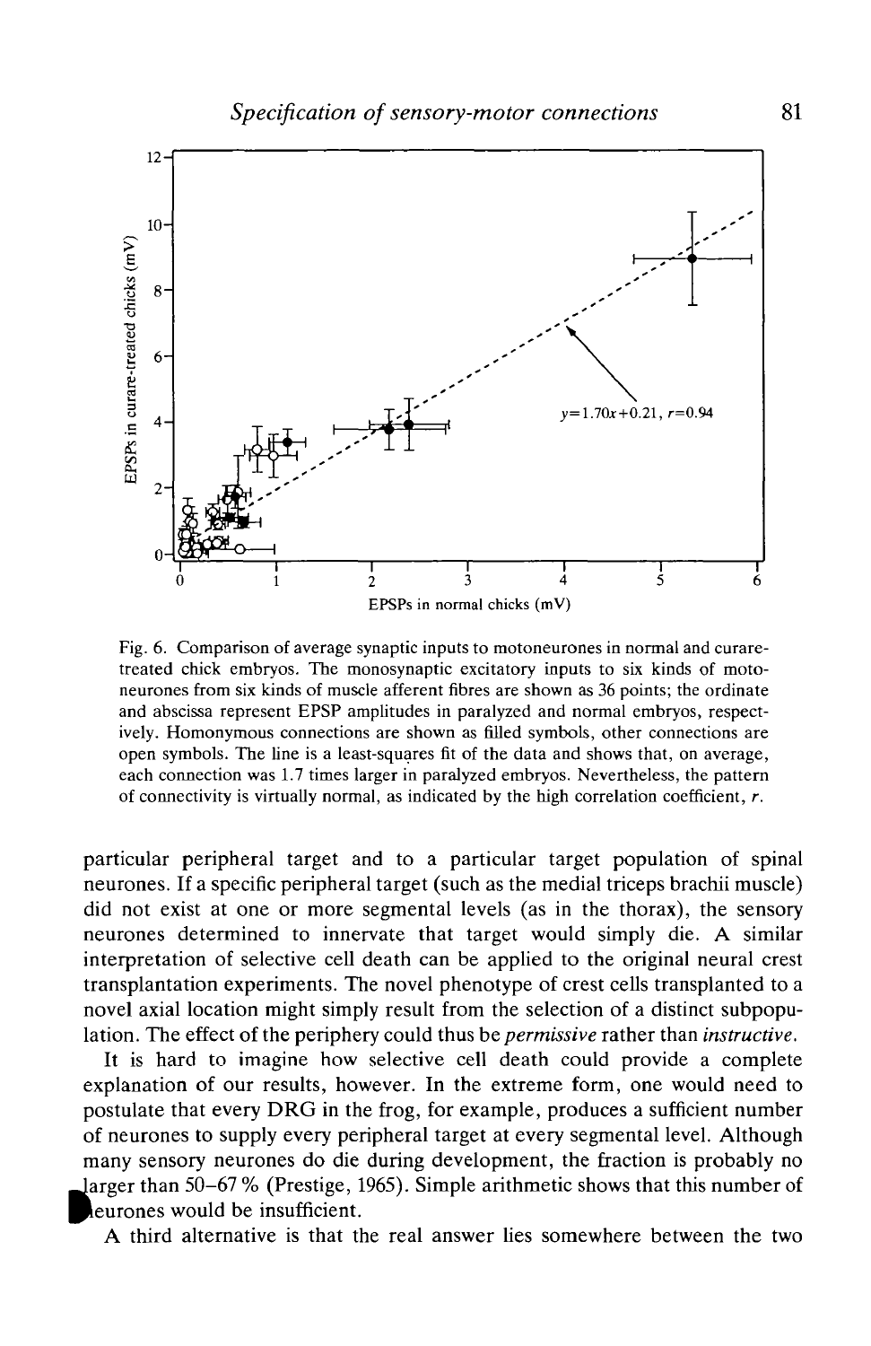Fig. 6. Comparison of average synaptic inputs to motoneurones in normal and curare-treated chick embryos. The monosynaptic excitatory inputs to six kinds of motoneurones from six kinds of muscle afferent fibres are shown as 36 points; the ordinate and abscissa represent EPSP amplitudes in paralyzed and normal embryos, respectively. Homonymous connections are shown as filled symbols, other connections are open symbols. The line is a least-squares fit of the data and shows that, on average, each connection was 1.7 times larger in paralyzed embryos. Nevertheless, the pattern of connectivity is virtually normal, as indicated by the high correlation coefficient, $r$.

particular peripheral target and to a particular target population of spinal neurones. If a specific peripheral target (such as the medial triceps brachii muscle) did not exist at one or more segmental levels (as in the thorax), the sensory neurones determined to innervate that target would simply die. A similar interpretation of selective cell death can be applied to the original neural crest transplantation experiments. The novel phenotype of crest cells transplanted to a novel axial location might simply result from the selection of a distinct subpopulation. The effect of the periphery could thus be *permissive* rather than *instructive*.

It is hard to imagine how selective cell death could provide a complete explanation of our results, however. In the extreme form, one would need to postulate that every DRG in the frog, for example, produces a sufficient number of neurones to supply every peripheral target at every segmental level. Although many sensory neurones do die during development, the fraction is probably no larger than 50–67 % (Prestige, 1965). Simple arithmetic shows that this number of neurones would be insufficient.

A third alternative is that the real answer lies somewhere between the two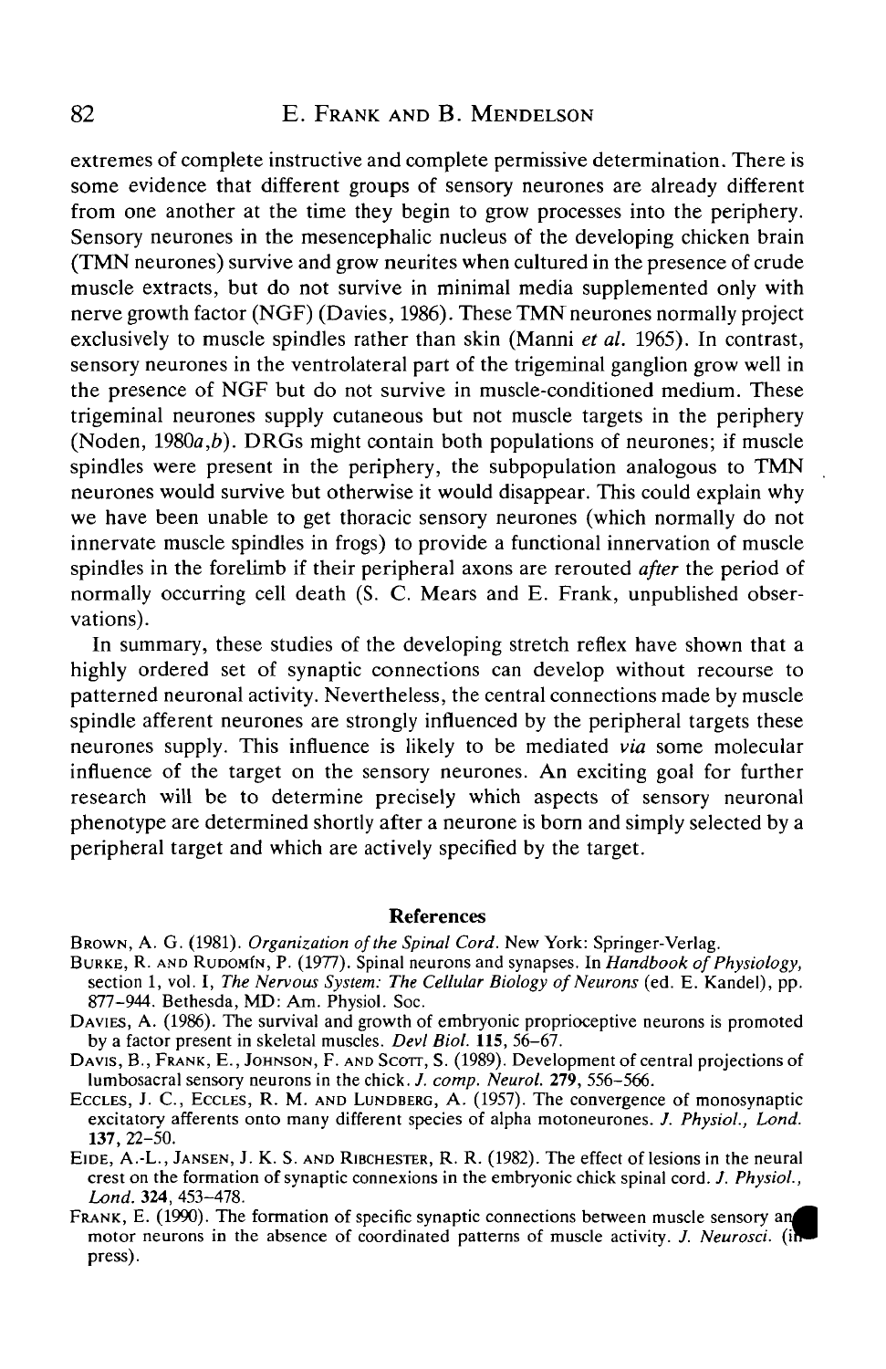extremes of complete instructive and complete permissive determination. There is some evidence that different groups of sensory neurones are already different from one another at the time they begin to grow processes into the periphery. Sensory neurones in the mesencephalic nucleus of the developing chicken brain (TMN neurones) survive and grow neurites when cultured in the presence of crude muscle extracts, but do not survive in minimal media supplemented only with nerve growth factor (NGF) (Davies, 1986). These TMN neurones normally project exclusively to muscle spindles rather than skin (Manni *et al.* 1965). In contrast, sensory neurones in the ventrolateral part of the trigeminal ganglion grow well in the presence of NGF but do not survive in muscle-conditioned medium. These trigeminal neurones supply cutaneous but not muscle targets in the periphery (Noden, 1980*a*,*b*). DRGs might contain both populations of neurones; if muscle spindles were present in the periphery, the subpopulation analogous to TMN neurones would survive but otherwise it would disappear. This could explain why we have been unable to get thoracic sensory neurones (which normally do not innervate muscle spindles in frogs) to provide a functional innervation of muscle spindles in the forelimb if their peripheral axons are rerouted *after* the period of normally occurring cell death (S. C. Mears and E. Frank, unpublished observations).

In summary, these studies of the developing stretch reflex have shown that a highly ordered set of synaptic connections can develop without recourse to patterned neuronal activity. Nevertheless, the central connections made by muscle spindle afferent neurones are strongly influenced by the peripheral targets these neurones supply. This influence is likely to be mediated *via* some molecular influence of the target on the sensory neurones. An exciting goal for further research will be to determine precisely which aspects of sensory neuronal phenotype are determined shortly after a neurone is born and simply selected by a peripheral target and which are actively specified by the target.

## References

Brown, A. G. (1981). *Organization of the Spinal Cord.* New York: Springer-Verlag.

Burke, R. and Rudomín, P. (1977). Spinal neurons and synapses. In *Handbook of Physiology,* section 1, vol. I, *The Nervous System: The Cellular Biology of Neurons* (ed. E. Kandel), pp. 877–944. Bethesda, MD: Am. Physiol. Soc.

Davies, A. (1986). The survival and growth of embryonic proprioceptive neurons is promoted by a factor present in skeletal muscles. *Devl Biol.* **115**, 56–67.

Davis, B., Frank, E., Johnson, F. and Scott, S. (1989). Development of central projections of lumbosacral sensory neurons in the chick. *J. comp. Neurol.* **279**, 556–566.

Eccles, J. C., Eccles, R. M. and Lundberg, A. (1957). The convergence of monosynaptic excitatory afferents onto many different species of alpha motoneurones. *J. Physiol., Lond.* **137**, 22–50.

Eide, A.-L., Jansen, J. K. S. and Ribchester, R. R. (1982). The effect of lesions in the neural crest on the formation of synaptic connexions in the embryonic chick spinal cord. *J. Physiol., Lond.* **324**, 453–478.

Frank, E. (1990). The formation of specific synaptic connections between muscle sensory and motor neurons in the absence of coordinated patterns of muscle activity. *J. Neurosci.* (in press).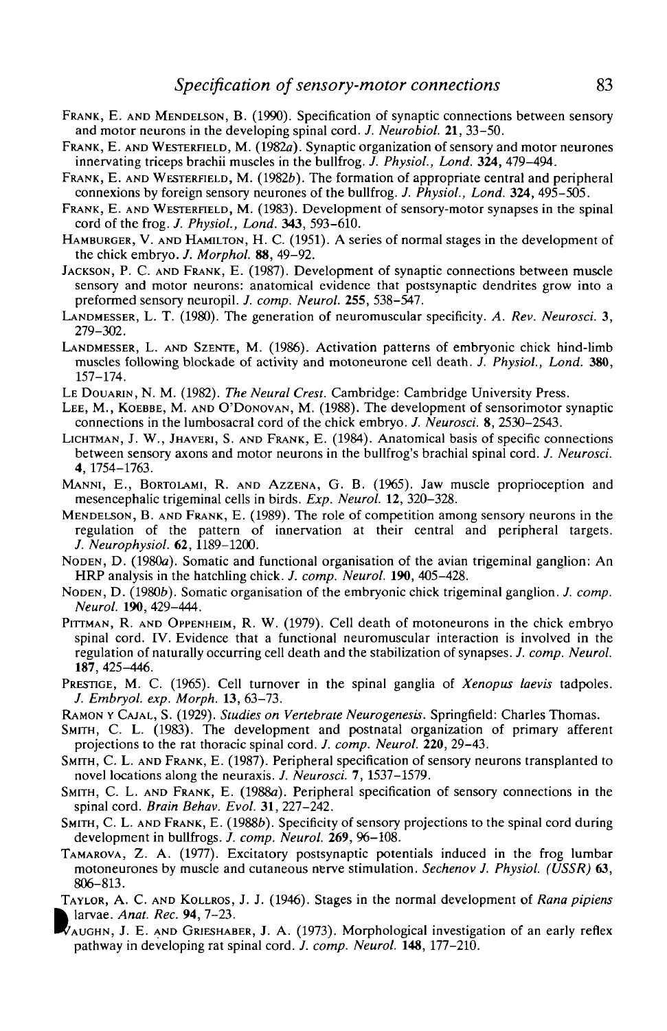Frank, E. and Mendelson, B. (1990). Specification of synaptic connections between sensory and motor neurons in the developing spinal cord. *J. Neurobiol.* **21**, 33–50.

Frank, E. and Westerfield, M. (1982*a*). Synaptic organization of sensory and motor neurones innervating triceps brachii muscles in the bullfrog. *J. Physiol., Lond.* **324**, 479–494.

Frank, E. and Westerfield, M. (1982*b*). The formation of appropriate central and peripheral connexions by foreign sensory neurones of the bullfrog. *J. Physiol., Lond.* **324**, 495–505.

Frank, E. and Westerfield, M. (1983). Development of sensory-motor synapses in the spinal cord of the frog. *J. Physiol., Lond.* **343**, 593–610.

Hamburger, V. and Hamilton, H. C. (1951). A series of normal stages in the development of the chick embryo. *J. Morphol.* **88**, 49–92.

Jackson, P. C. and Frank, E. (1987). Development of synaptic connections between muscle sensory and motor neurons: anatomical evidence that postsynaptic dendrites grow into a preformed sensory neuropil. *J. comp. Neurol.* **255**, 538–547.

Landmesser, L. T. (1980). The generation of neuromuscular specificity. *A. Rev. Neurosci.* **3**, 279–302.

Landmesser, L. and Szente, M. (1986). Activation patterns of embryonic chick hind-limb muscles following blockade of activity and motoneurone cell death. *J. Physiol., Lond.* **380**, 157–174.

Le Douarin, N. M. (1982). *The Neural Crest.* Cambridge: Cambridge University Press.

Lee, M., Koebbe, M. and O'Donovan, M. (1988). The development of sensorimotor synaptic connections in the lumbosacral cord of the chick embryo. *J. Neurosci.* **8**, 2530–2543.

Lichtman, J. W., Jhaveri, S. and Frank, E. (1984). Anatomical basis of specific connections between sensory axons and motor neurons in the bullfrog's brachial spinal cord. *J. Neurosci.* **4**, 1754–1763.

Manni, E., Bortolami, R. and Azzena, G. B. (1965). Jaw muscle proprioception and mesencephalic trigeminal cells in birds. *Exp. Neurol.* **12**, 320–328.

Mendelson, B. and Frank, E. (1989). The role of competition among sensory neurons in the regulation of the pattern of innervation at their central and peripheral targets. *J. Neurophysiol.* **62**, 1189–1200.

Noden, D. (1980*a*). Somatic and functional organisation of the avian trigeminal ganglion: An HRP analysis in the hatchling chick. *J. comp. Neurol.* **190**, 405–428.

Noden, D. (1980*b*). Somatic organisation of the embryonic chick trigeminal ganglion. *J. comp. Neurol.* **190**, 429–444.

Pittman, R. and Oppenheim, R. W. (1979). Cell death of motoneurons in the chick embryo spinal cord. IV. Evidence that a functional neuromuscular interaction is involved in the regulation of naturally occurring cell death and the stabilization of synapses. *J. comp. Neurol.* **187**, 425–446.

Prestige, M. C. (1965). Cell turnover in the spinal ganglia of *Xenopus laevis* tadpoles. *J. Embryol. exp. Morph.* **13**, 63–73.

Ramon y Cajal, S. (1929). *Studies on Vertebrate Neurogenesis.* Springfield: Charles Thomas.

Smith, C. L. (1983). The development and postnatal organization of primary afferent projections to the rat thoracic spinal cord. *J. comp. Neurol.* **220**, 29–43.

Smith, C. L. and Frank, E. (1987). Peripheral specification of sensory neurons transplanted to novel locations along the neuraxis. *J. Neurosci.* **7**, 1537–1579.

Smith, C. L. and Frank, E. (1988*a*). Peripheral specification of sensory connections in the spinal cord. *Brain Behav. Evol.* **31**, 227–242.

Smith, C. L. and Frank, E. (1988*b*). Specificity of sensory projections to the spinal cord during development in bullfrogs. *J. comp. Neurol.* **269**, 96–108.

Tamarova, Z. A. (1977). Excitatory postsynaptic potentials induced in the frog lumbar motoneurones by muscle and cutaneous nerve stimulation. *Sechenov J. Physiol. (USSR)* **63**, 806–813.

Taylor, A. C. and Kollros, J. J. (1946). Stages in the normal development of *Rana pipiens* larvae. *Anat. Rec.* **94**, 7–23.

Vaughn, J. E. and Grieshaber, J. A. (1973). Morphological investigation of an early reflex pathway in developing rat spinal cord. *J. comp. Neurol.* **148**, 177–210.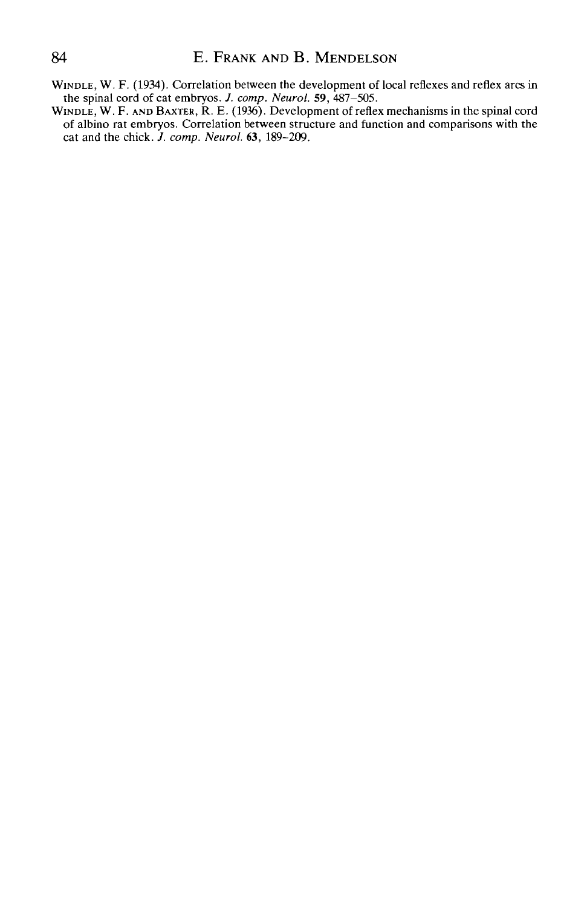WINDLE, W. F. (1934). Correlation between the development of local reflexes and reflex arcs in the spinal cord of cat embryos. *J. comp. Neurol.* **59**, 487–505.

WINDLE, W. F. AND BAXTER, R. E. (1936). Development of reflex mechanisms in the spinal cord of albino rat embryos. Correlation between structure and function and comparisons with the cat and the chick. *J. comp. Neurol.* **63**, 189–209.